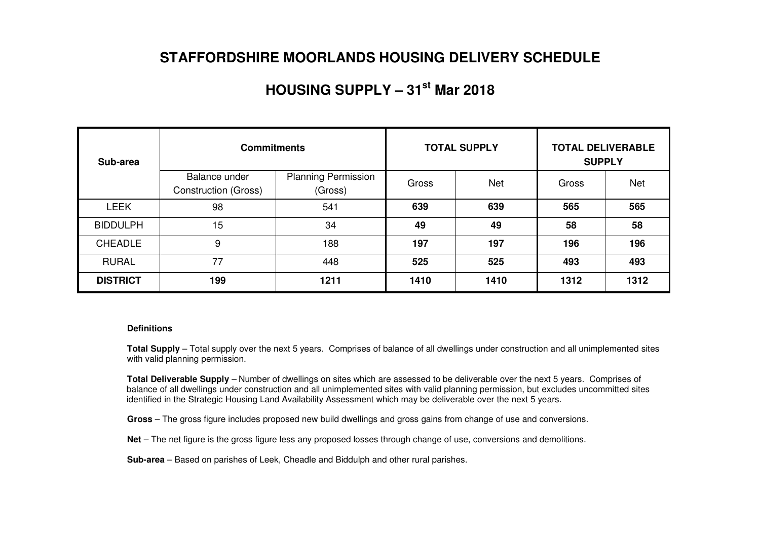# STAFFORDSHIRE MOORLANDS HOUSING DELIVERY SCHEDULE

## HOUSING SUPPLY – 31st Mar 2018

| Sub-area | Commitments | | TOTAL SUPPLY | | TOTAL DELIVERABLE SUPPLY | |
|---|---|---|---|---|---|---|
| | Balance under Construction (Gross) | Planning Permission (Gross) | Gross | Net | Gross | Net |
| LEEK | 98 | 541 | **639** | **639** | **565** | **565** |
| BIDDULPH | 15 | 34 | **49** | **49** | **58** | **58** |
| CHEADLE | 9 | 188 | **197** | **197** | **196** | **196** |
| RURAL | 77 | 448 | **525** | **525** | **493** | **493** |
| **DISTRICT** | **199** | **1211** | **1410** | **1410** | **1312** | **1312** |

**Definitions**

**Total Supply** – Total supply over the next 5 years. Comprises of balance of all dwellings under construction and all unimplemented sites with valid planning permission.

**Total Deliverable Supply** – Number of dwellings on sites which are assessed to be deliverable over the next 5 years. Comprises of balance of all dwellings under construction and all unimplemented sites with valid planning permission, but excludes uncommitted sites identified in the Strategic Housing Land Availability Assessment which may be deliverable over the next 5 years.

**Gross** – The gross figure includes proposed new build dwellings and gross gains from change of use and conversions.

**Net** – The net figure is the gross figure less any proposed losses through change of use, conversions and demolitions.

**Sub-area** – Based on parishes of Leek, Cheadle and Biddulph and other rural parishes.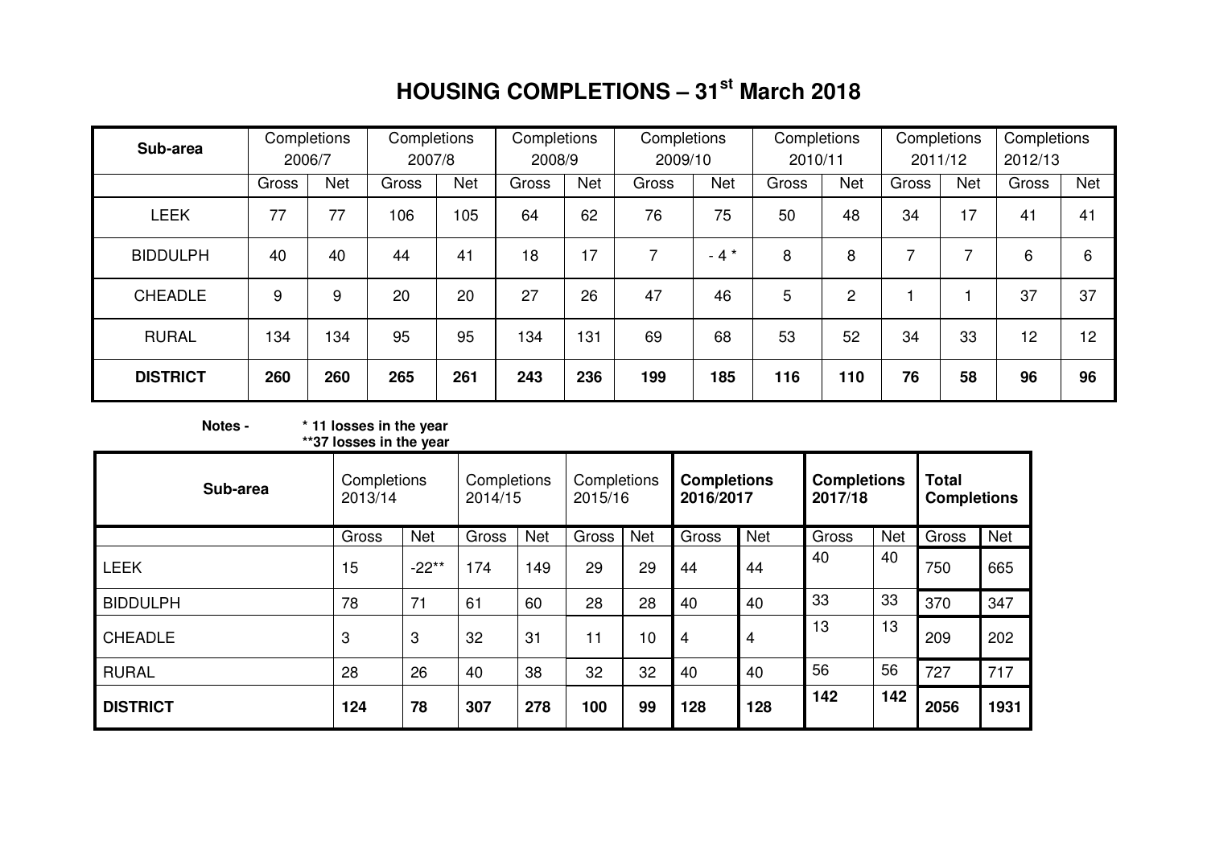# HOUSING COMPLETIONS – 31st March 2018

| Sub-area | Completions 2006/7 | | Completions 2007/8 | | Completions 2008/9 | | Completions 2009/10 | | Completions 2010/11 | | Completions 2011/12 | | Completions 2012/13 | |
|---|---|---|---|---|---|---|---|---|---|---|---|---|---|---|
| | Gross | Net | Gross | Net | Gross | Net | Gross | Net | Gross | Net | Gross | Net | Gross | Net |
| LEEK | 77 | 77 | 106 | 105 | 64 | 62 | 76 | 75 | 50 | 48 | 34 | 17 | 41 | 41 |
| BIDDULPH | 40 | 40 | 44 | 41 | 18 | 17 | 7 | - 4 * | 8 | 8 | 7 | 7 | 6 | 6 |
| CHEADLE | 9 | 9 | 20 | 20 | 27 | 26 | 47 | 46 | 5 | 2 | 1 | 1 | 37 | 37 |
| RURAL | 134 | 134 | 95 | 95 | 134 | 131 | 69 | 68 | 53 | 52 | 34 | 33 | 12 | 12 |
| **DISTRICT** | **260** | **260** | **265** | **261** | **243** | **236** | **199** | **185** | **116** | **110** | **76** | **58** | **96** | **96** |

**Notes -** **\* 11 losses in the year**
**\*\*37 losses in the year**

| Sub-area | Completions 2013/14 | | Completions 2014/15 | | Completions 2015/16 | | **Completions 2016/2017** | | **Completions 2017/18** | | **Total Completions** | |
|---|---|---|---|---|---|---|---|---|---|---|---|---|
| | Gross | Net | Gross | Net | Gross | Net | Gross | Net | Gross | Net | Gross | Net |
| LEEK | 15 | -22** | 174 | 149 | 29 | 29 | 44 | 44 | 40 | 40 | 750 | 665 |
| BIDDULPH | 78 | 71 | 61 | 60 | 28 | 28 | 40 | 40 | 33 | 33 | 370 | 347 |
| CHEADLE | 3 | 3 | 32 | 31 | 11 | 10 | 4 | 4 | 13 | 13 | 209 | 202 |
| RURAL | 28 | 26 | 40 | 38 | 32 | 32 | 40 | 40 | 56 | 56 | 727 | 717 |
| **DISTRICT** | **124** | **78** | **307** | **278** | **100** | **99** | **128** | **128** | **142** | **142** | **2056** | **1931** |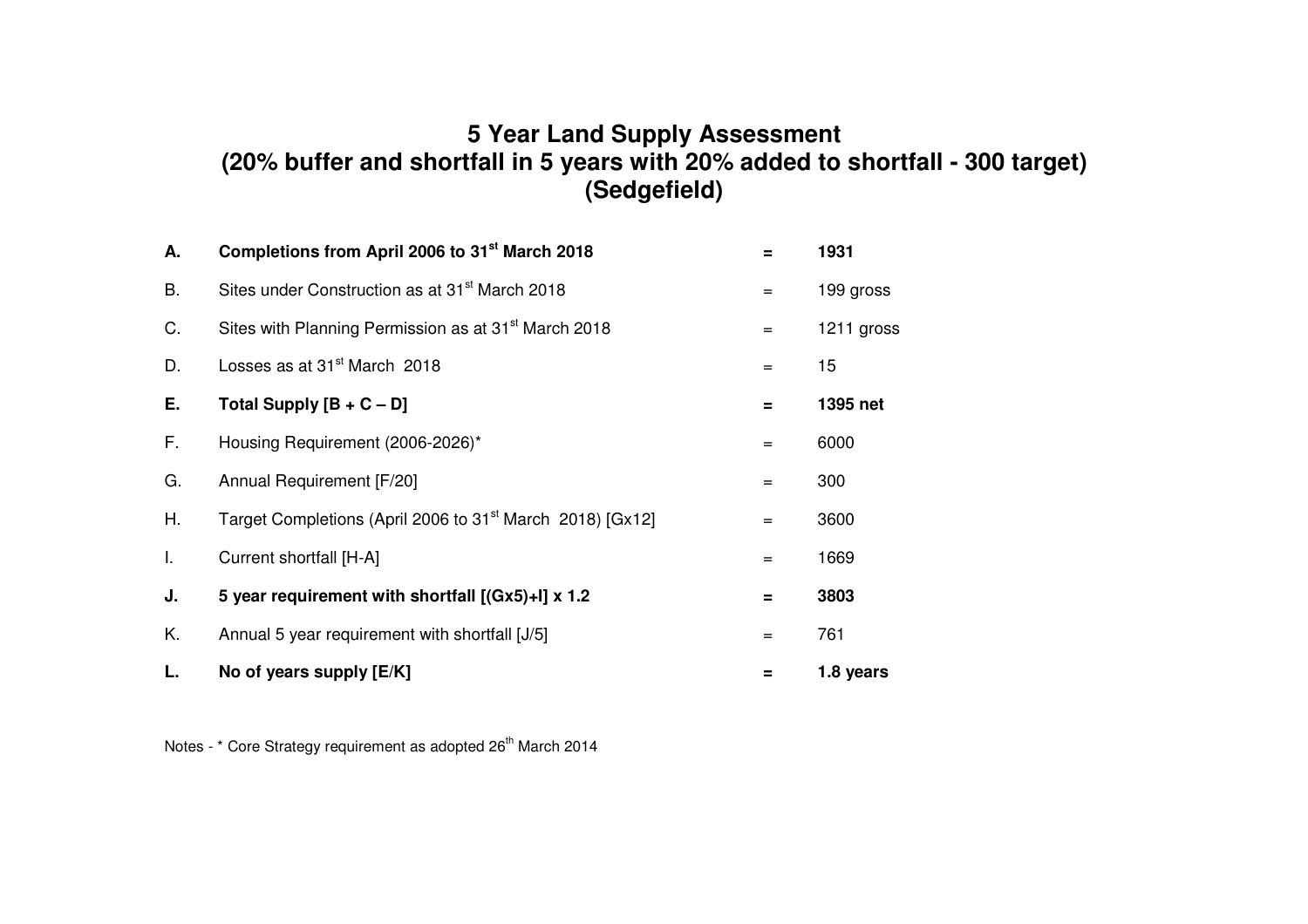# 5 Year Land Supply Assessment
## (20% buffer and shortfall in 5 years with 20% added to shortfall - 300 target)
## (Sedgefield)

| | | | |
|---|---|---|---|
| **A.** | **Completions from April 2006 to 31st March 2018** | **=** | **1931** |
| B. | Sites under Construction as at 31st March 2018 | = | 199 gross |
| C. | Sites with Planning Permission as at 31st March 2018 | = | 1211 gross |
| D. | Losses as at 31st March 2018 | = | 15 |
| **E.** | **Total Supply [B + C – D]** | **=** | **1395 net** |
| F. | Housing Requirement (2006-2026)* | = | 6000 |
| G. | Annual Requirement [F/20] | = | 300 |
| H. | Target Completions (April 2006 to 31st March 2018) [Gx12] | = | 3600 |
| I. | Current shortfall [H-A] | = | 1669 |
| **J.** | **5 year requirement with shortfall [(Gx5)+I] x 1.2** | **=** | **3803** |
| K. | Annual 5 year requirement with shortfall [J/5] | = | 761 |
| **L.** | **No of years supply [E/K]** | **=** | **1.8 years** |

Notes - * Core Strategy requirement as adopted 26th March 2014